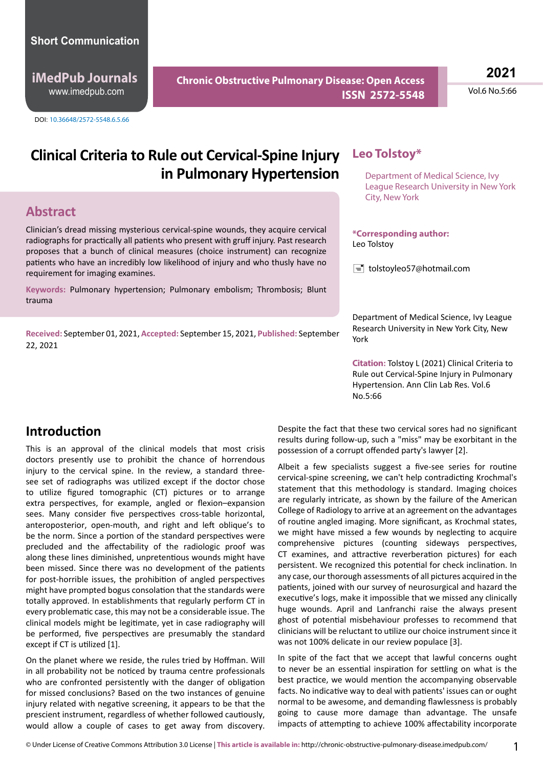Short Communication

DOI: 10.36648/2572-5548.6.5.66

# Clinical Criteria to Rule out Cervical-Spine Injury in Pulmonary Hypertension

**Leo Tolstoy***

Department of Medical Science, Ivy League Research University in New York City, New York

## Abstract

Clinician's dread missing mysterious cervical-spine wounds, they acquire cervical radiographs for practically all patients who present with gruff injury. Past research proposes that a bunch of clinical measures (choice instrument) can recognize patients who have an incredibly low likelihood of injury and who thusly have no requirement for imaging examines.

**Keywords:** Pulmonary hypertension; Pulmonary embolism; Thrombosis; Blunt trauma

**Received:** September 01, 2021, **Accepted:** September 15, 2021, **Published:** September 22, 2021

**\*Corresponding author:**
Leo Tolstoy

tolstoyleo57@hotmail.com

Department of Medical Science, Ivy League Research University in New York City, New York

**Citation:** Tolstoy L (2021) Clinical Criteria to Rule out Cervical-Spine Injury in Pulmonary Hypertension. Ann Clin Lab Res. Vol.6 No.5:66

## Introduction

This is an approval of the clinical models that most crisis doctors presently use to prohibit the chance of horrendous injury to the cervical spine. In the review, a standard three-see set of radiographs was utilized except if the doctor chose to utilize figured tomographic (CT) pictures or to arrange extra perspectives, for example, angled or flexion–expansion sees. Many consider five perspectives cross-table horizontal, anteroposterior, open-mouth, and right and left oblique's to be the norm. Since a portion of the standard perspectives were precluded and the affectability of the radiologic proof was along these lines diminished, unpretentious wounds might have been missed. Since there was no development of the patients for post-horrible issues, the prohibition of angled perspectives might have prompted bogus consolation that the standards were totally approved. In establishments that regularly perform CT in every problematic case, this may not be a considerable issue. The clinical models might be legitimate, yet in case radiography will be performed, five perspectives are presumably the standard except if CT is utilized [1].

On the planet where we reside, the rules tried by Hoffman. Will in all probability not be noticed by trauma centre professionals who are confronted persistently with the danger of obligation for missed conclusions? Based on the two instances of genuine injury related with negative screening, it appears to be that the prescient instrument, regardless of whether followed cautiously, would allow a couple of cases to get away from discovery. Despite the fact that these two cervical sores had no significant results during follow-up, such a "miss" may be exorbitant in the possession of a corrupt offended party's lawyer [2].

Albeit a few specialists suggest a five-see series for routine cervical-spine screening, we can't help contradicting Krochmal's statement that this methodology is standard. Imaging choices are regularly intricate, as shown by the failure of the American College of Radiology to arrive at an agreement on the advantages of routine angled imaging. More significant, as Krochmal states, we might have missed a few wounds by neglecting to acquire comprehensive pictures (counting sideways perspectives, CT examines, and attractive reverberation pictures) for each persistent. We recognized this potential for check inclination. In any case, our thorough assessments of all pictures acquired in the patients, joined with our survey of neurosurgical and hazard the executive's logs, make it impossible that we missed any clinically huge wounds. April and Lanfranchi raise the always present ghost of potential misbehaviour professes to recommend that clinicians will be reluctant to utilize our choice instrument since it was not 100% delicate in our review populace [3].

In spite of the fact that we accept that lawful concerns ought to never be an essential inspiration for settling on what is the best practice, we would mention the accompanying observable facts. No indicative way to deal with patients' issues can or ought normal to be awesome, and demanding flawlessness is probably going to cause more damage than advantage. The unsafe impacts of attempting to achieve 100% affectability incorporate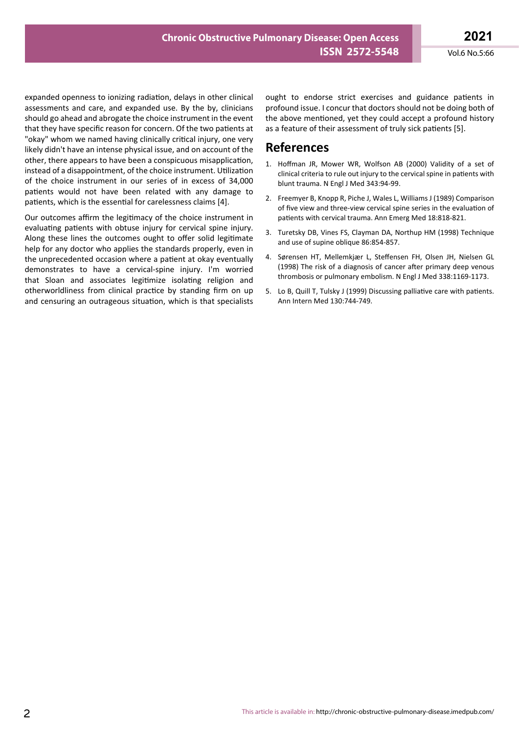expanded openness to ionizing radiation, delays in other clinical assessments and care, and expanded use. By the by, clinicians should go ahead and abrogate the choice instrument in the event that they have specific reason for concern. Of the two patients at "okay" whom we named having clinically critical injury, one very likely didn't have an intense physical issue, and on account of the other, there appears to have been a conspicuous misapplication, instead of a disappointment, of the choice instrument. Utilization of the choice instrument in our series of in excess of 34,000 patients would not have been related with any damage to patients, which is the essential for carelessness claims [4].

Our outcomes affirm the legitimacy of the choice instrument in evaluating patients with obtuse injury for cervical spine injury. Along these lines the outcomes ought to offer solid legitimate help for any doctor who applies the standards properly, even in the unprecedented occasion where a patient at okay eventually demonstrates to have a cervical-spine injury. I'm worried that Sloan and associates legitimize isolating religion and otherworldliness from clinical practice by standing firm on up and censuring an outrageous situation, which is that specialists ought to endorse strict exercises and guidance patients in profound issue. I concur that doctors should not be doing both of the above mentioned, yet they could accept a profound history as a feature of their assessment of truly sick patients [5].

## References

1. Hoffman JR, Mower WR, Wolfson AB (2000) Validity of a set of clinical criteria to rule out injury to the cervical spine in patients with blunt trauma. N Engl J Med 343:94-99.
2. Freemyer B, Knopp R, Piche J, Wales L, Williams J (1989) Comparison of five view and three-view cervical spine series in the evaluation of patients with cervical trauma. Ann Emerg Med 18:818-821.
3. Turetsky DB, Vines FS, Clayman DA, Northup HM (1998) Technique and use of supine oblique 86:854-857.
4. Sørensen HT, Mellemkjær L, Steffensen FH, Olsen JH, Nielsen GL (1998) The risk of a diagnosis of cancer after primary deep venous thrombosis or pulmonary embolism. N Engl J Med 338:1169-1173.
5. Lo B, Quill T, Tulsky J (1999) Discussing palliative care with patients. Ann Intern Med 130:744-749.